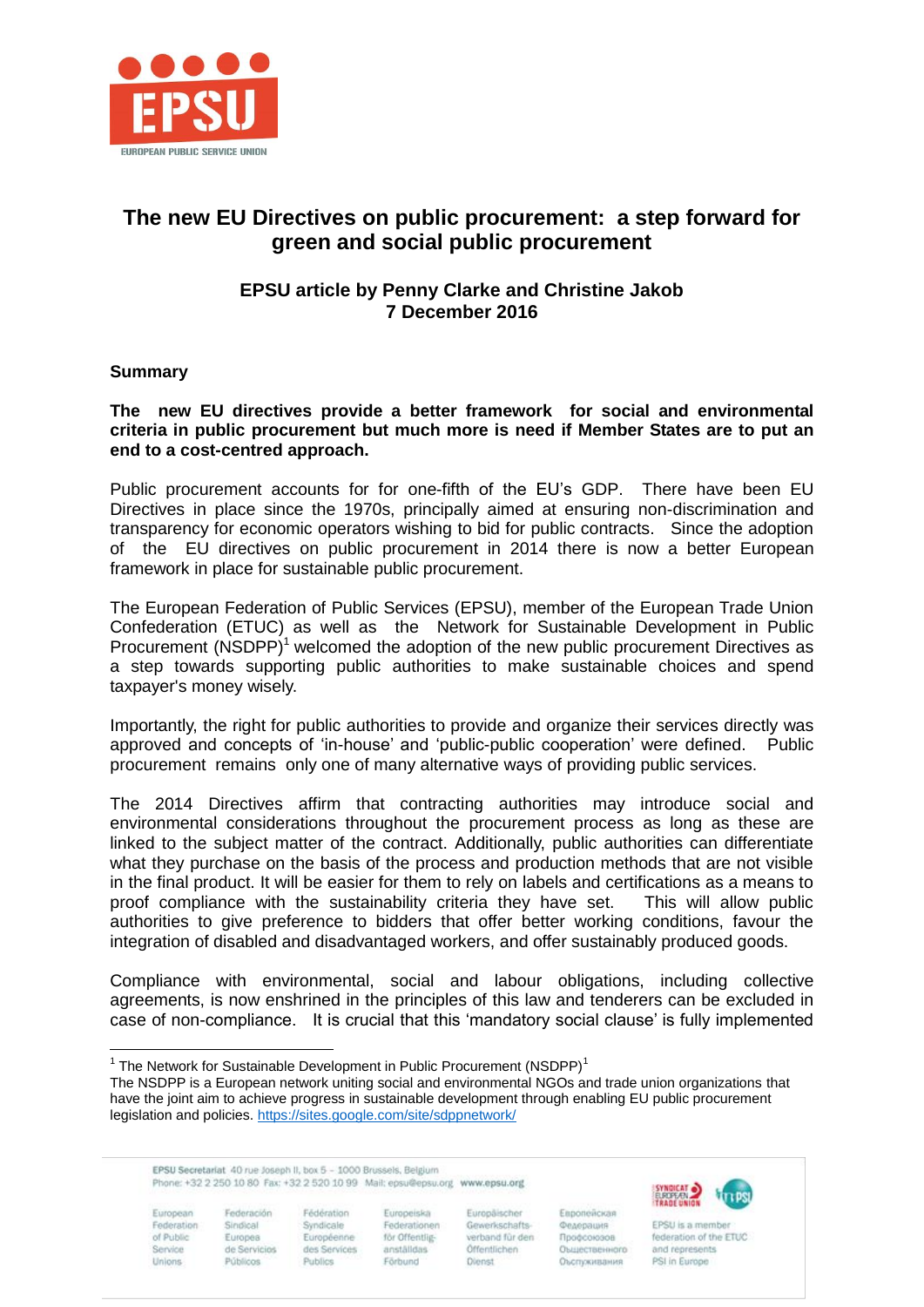# The new EU Directives on public procurement: a step forward for green and social public procurement

### EPSU article by Penny Clarke and Christine Jakob
### 7 December 2016

**Summary**

**The new EU directives provide a better framework for social and environmental criteria in public procurement but much more is need if Member States are to put an end to a cost-centred approach.**

Public procurement accounts for for one-fifth of the EU's GDP. There have been EU Directives in place since the 1970s, principally aimed at ensuring non-discrimination and transparency for economic operators wishing to bid for public contracts. Since the adoption of the EU directives on public procurement in 2014 there is now a better European framework in place for sustainable public procurement.

The European Federation of Public Services (EPSU), member of the European Trade Union Confederation (ETUC) as well as the Network for Sustainable Development in Public Procurement (NSDPP)[1] welcomed the adoption of the new public procurement Directives as a step towards supporting public authorities to make sustainable choices and spend taxpayer's money wisely.

Importantly, the right for public authorities to provide and organize their services directly was approved and concepts of 'in-house' and 'public-public cooperation' were defined. Public procurement remains only one of many alternative ways of providing public services.

The 2014 Directives affirm that contracting authorities may introduce social and environmental considerations throughout the procurement process as long as these are linked to the subject matter of the contract. Additionally, public authorities can differentiate what they purchase on the basis of the process and production methods that are not visible in the final product. It will be easier for them to rely on labels and certifications as a means to proof compliance with the sustainability criteria they have set. This will allow public authorities to give preference to bidders that offer better working conditions, favour the integration of disabled and disadvantaged workers, and offer sustainably produced goods.

Compliance with environmental, social and labour obligations, including collective agreements, is now enshrined in the principles of this law and tenderers can be excluded in case of non-compliance. It is crucial that this 'mandatory social clause' is fully implemented

---

[1] The Network for Sustainable Development in Public Procurement (NSDPP)[1]
The NSDPP is a European network uniting social and environmental NGOs and trade union organizations that have the joint aim to achieve progress in sustainable development through enabling EU public procurement legislation and policies. https://sites.google.com/site/sdppnetwork/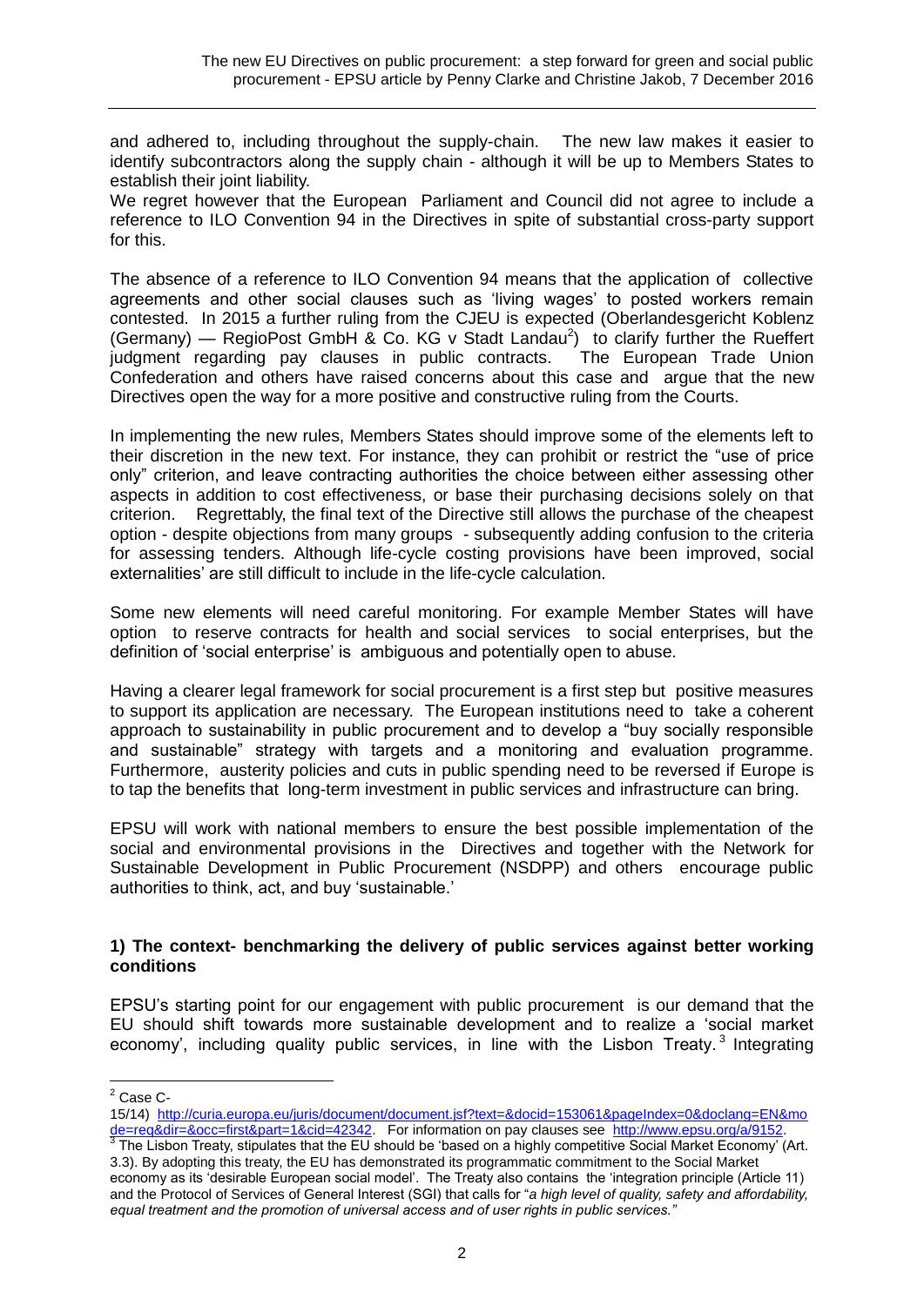and adhered to, including throughout the supply-chain. The new law makes it easier to identify subcontractors along the supply chain - although it will be up to Members States to establish their joint liability.

We regret however that the European Parliament and Council did not agree to include a reference to ILO Convention 94 in the Directives in spite of substantial cross-party support for this.

The absence of a reference to ILO Convention 94 means that the application of collective agreements and other social clauses such as 'living wages' to posted workers remain contested. In 2015 a further ruling from the CJEU is expected (Oberlandesgericht Koblenz (Germany) — RegioPost GmbH & Co. KG v Stadt Landau[2]) to clarify further the Rueffert judgment regarding pay clauses in public contracts. The European Trade Union Confederation and others have raised concerns about this case and argue that the new Directives open the way for a more positive and constructive ruling from the Courts.

In implementing the new rules, Members States should improve some of the elements left to their discretion in the new text. For instance, they can prohibit or restrict the "use of price only" criterion, and leave contracting authorities the choice between either assessing other aspects in addition to cost effectiveness, or base their purchasing decisions solely on that criterion. Regrettably, the final text of the Directive still allows the purchase of the cheapest option - despite objections from many groups - subsequently adding confusion to the criteria for assessing tenders. Although life-cycle costing provisions have been improved, social externalities' are still difficult to include in the life-cycle calculation.

Some new elements will need careful monitoring. For example Member States will have option to reserve contracts for health and social services to social enterprises, but the definition of 'social enterprise' is ambiguous and potentially open to abuse.

Having a clearer legal framework for social procurement is a first step but positive measures to support its application are necessary. The European institutions need to take a coherent approach to sustainability in public procurement and to develop a "buy socially responsible and sustainable" strategy with targets and a monitoring and evaluation programme. Furthermore, austerity policies and cuts in public spending need to be reversed if Europe is to tap the benefits that long-term investment in public services and infrastructure can bring.

EPSU will work with national members to ensure the best possible implementation of the social and environmental provisions in the Directives and together with the Network for Sustainable Development in Public Procurement (NSDPP) and others encourage public authorities to think, act, and buy 'sustainable.'

**1) The context- benchmarking the delivery of public services against better working conditions**

EPSU's starting point for our engagement with public procurement is our demand that the EU should shift towards more sustainable development and to realize a 'social market economy', including quality public services, in line with the Lisbon Treaty.[3] Integrating

---

[2] Case C-15/14) http://curia.europa.eu/juris/document/document.jsf?text=&docid=153061&pageIndex=0&doclang=EN&mode=req&dir=&occ=first&part=1&cid=42342. For information on pay clauses see http://www.epsu.org/a/9152.

[3] The Lisbon Treaty, stipulates that the EU should be 'based on a highly competitive Social Market Economy' (Art. 3.3). By adopting this treaty, the EU has demonstrated its programmatic commitment to the Social Market economy as its 'desirable European social model'. The Treaty also contains the 'integration principle (Article 11) and the Protocol of Services of General Interest (SGI) that calls for "*a high level of quality, safety and affordability, equal treatment and the promotion of universal access and of user rights in public services."*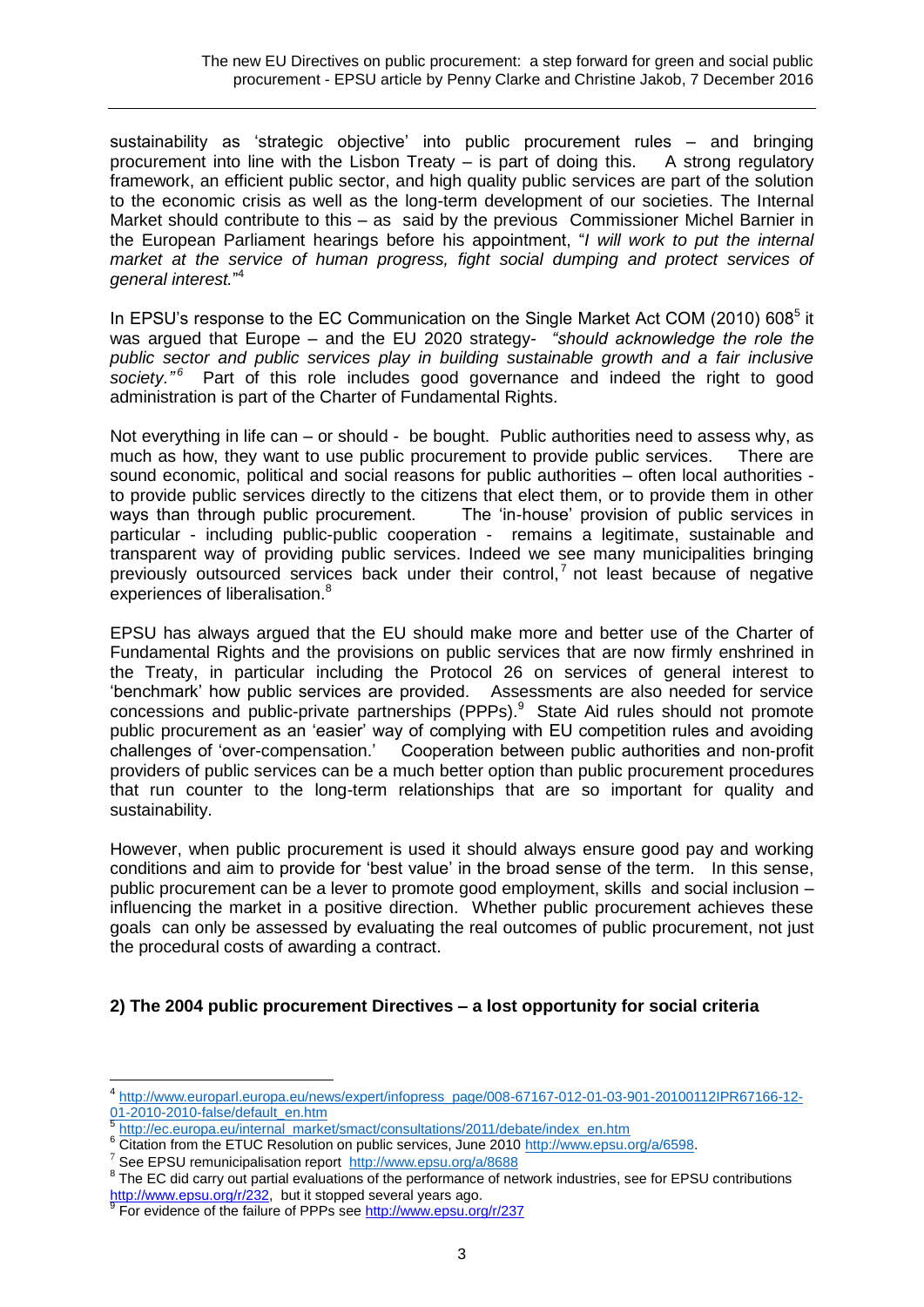sustainability as 'strategic objective' into public procurement rules – and bringing procurement into line with the Lisbon Treaty – is part of doing this. A strong regulatory framework, an efficient public sector, and high quality public services are part of the solution to the economic crisis as well as the long-term development of our societies. The Internal Market should contribute to this – as said by the previous Commissioner Michel Barnier in the European Parliament hearings before his appointment, "*I will work to put the internal market at the service of human progress, fight social dumping and protect services of general interest.*"[4]

In EPSU's response to the EC Communication on the Single Market Act COM (2010) 608[5] it was argued that Europe – and the EU 2020 strategy- *"should acknowledge the role the public sector and public services play in building sustainable growth and a fair inclusive society."*[6] Part of this role includes good governance and indeed the right to good administration is part of the Charter of Fundamental Rights.

Not everything in life can – or should - be bought. Public authorities need to assess why, as much as how, they want to use public procurement to provide public services. There are sound economic, political and social reasons for public authorities – often local authorities - to provide public services directly to the citizens that elect them, or to provide them in other ways than through public procurement. The 'in-house' provision of public services in particular - including public-public cooperation - remains a legitimate, sustainable and transparent way of providing public services. Indeed we see many municipalities bringing previously outsourced services back under their control,[7] not least because of negative experiences of liberalisation.[8]

EPSU has always argued that the EU should make more and better use of the Charter of Fundamental Rights and the provisions on public services that are now firmly enshrined in the Treaty, in particular including the Protocol 26 on services of general interest to 'benchmark' how public services are provided. Assessments are also needed for service concessions and public-private partnerships (PPPs).[9] State Aid rules should not promote public procurement as an 'easier' way of complying with EU competition rules and avoiding challenges of 'over-compensation.' Cooperation between public authorities and non-profit providers of public services can be a much better option than public procurement procedures that run counter to the long-term relationships that are so important for quality and sustainability.

However, when public procurement is used it should always ensure good pay and working conditions and aim to provide for 'best value' in the broad sense of the term. In this sense, public procurement can be a lever to promote good employment, skills and social inclusion – influencing the market in a positive direction. Whether public procurement achieves these goals can only be assessed by evaluating the real outcomes of public procurement, not just the procedural costs of awarding a contract.

## 2) The 2004 public procurement Directives – a lost opportunity for social criteria

---

[4] http://www.europarl.europa.eu/news/expert/infopress_page/008-67167-012-01-03-901-20100112IPR67166-12-01-2010-2010-false/default_en.htm

[5] http://ec.europa.eu/internal_market/smact/consultations/2011/debate/index_en.htm

[6] Citation from the ETUC Resolution on public services, June 2010 http://www.epsu.org/a/6598.

[7] See EPSU remunicipalisation report http://www.epsu.org/a/8688

[8] The EC did carry out partial evaluations of the performance of network industries, see for EPSU contributions http://www.epsu.org/r/232, but it stopped several years ago.

[9] For evidence of the failure of PPPs see http://www.epsu.org/r/237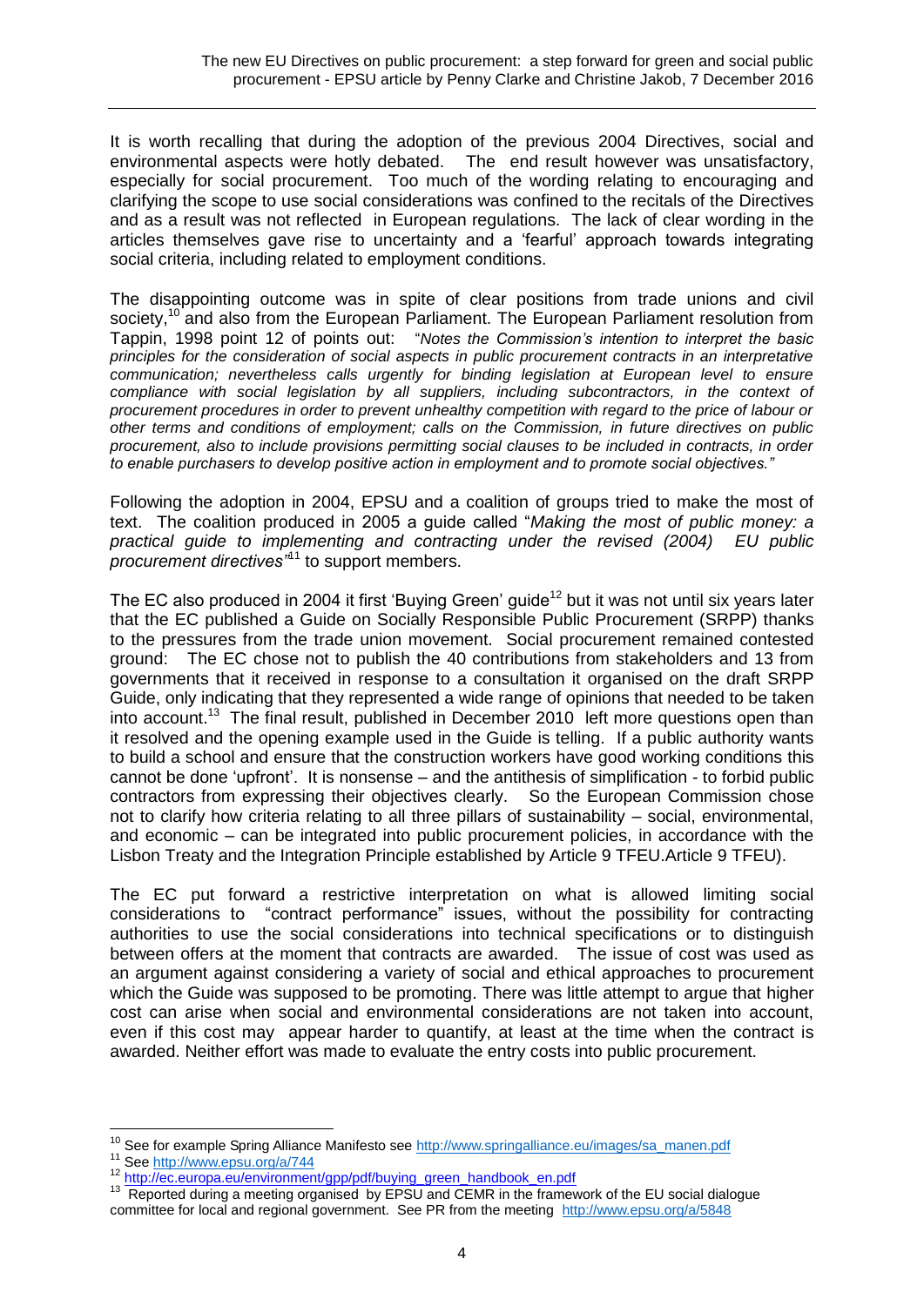It is worth recalling that during the adoption of the previous 2004 Directives, social and environmental aspects were hotly debated. The end result however was unsatisfactory, especially for social procurement. Too much of the wording relating to encouraging and clarifying the scope to use social considerations was confined to the recitals of the Directives and as a result was not reflected in European regulations. The lack of clear wording in the articles themselves gave rise to uncertainty and a 'fearful' approach towards integrating social criteria, including related to employment conditions.

The disappointing outcome was in spite of clear positions from trade unions and civil society,[10] and also from the European Parliament. The European Parliament resolution from Tappin, 1998 point 12 of points out: "*Notes the Commission's intention to interpret the basic principles for the consideration of social aspects in public procurement contracts in an interpretative communication; nevertheless calls urgently for binding legislation at European level to ensure compliance with social legislation by all suppliers, including subcontractors, in the context of procurement procedures in order to prevent unhealthy competition with regard to the price of labour or other terms and conditions of employment; calls on the Commission, in future directives on public procurement, also to include provisions permitting social clauses to be included in contracts, in order to enable purchasers to develop positive action in employment and to promote social objectives."*

Following the adoption in 2004, EPSU and a coalition of groups tried to make the most of text. The coalition produced in 2005 a guide called "*Making the most of public money: a practical guide to implementing and contracting under the revised (2004) EU public procurement directives*"[11] to support members.

The EC also produced in 2004 it first 'Buying Green' guide[12] but it was not until six years later that the EC published a Guide on Socially Responsible Public Procurement (SRPP) thanks to the pressures from the trade union movement. Social procurement remained contested ground: The EC chose not to publish the 40 contributions from stakeholders and 13 from governments that it received in response to a consultation it organised on the draft SRPP Guide, only indicating that they represented a wide range of opinions that needed to be taken into account.[13] The final result, published in December 2010 left more questions open than it resolved and the opening example used in the Guide is telling. If a public authority wants to build a school and ensure that the construction workers have good working conditions this cannot be done 'upfront'. It is nonsense – and the antithesis of simplification - to forbid public contractors from expressing their objectives clearly. So the European Commission chose not to clarify how criteria relating to all three pillars of sustainability – social, environmental, and economic – can be integrated into public procurement policies, in accordance with the Lisbon Treaty and the Integration Principle established by Article 9 TFEU.Article 9 TFEU).

The EC put forward a restrictive interpretation on what is allowed limiting social considerations to "contract performance" issues, without the possibility for contracting authorities to use the social considerations into technical specifications or to distinguish between offers at the moment that contracts are awarded. The issue of cost was used as an argument against considering a variety of social and ethical approaches to procurement which the Guide was supposed to be promoting. There was little attempt to argue that higher cost can arise when social and environmental considerations are not taken into account, even if this cost may appear harder to quantify, at least at the time when the contract is awarded. Neither effort was made to evaluate the entry costs into public procurement.

---

[10] See for example Spring Alliance Manifesto see http://www.springalliance.eu/images/sa_manen.pdf

[11] See http://www.epsu.org/a/744

[12] http://ec.europa.eu/environment/gpp/pdf/buying_green_handbook_en.pdf

[13] Reported during a meeting organised by EPSU and CEMR in the framework of the EU social dialogue committee for local and regional government. See PR from the meeting http://www.epsu.org/a/5848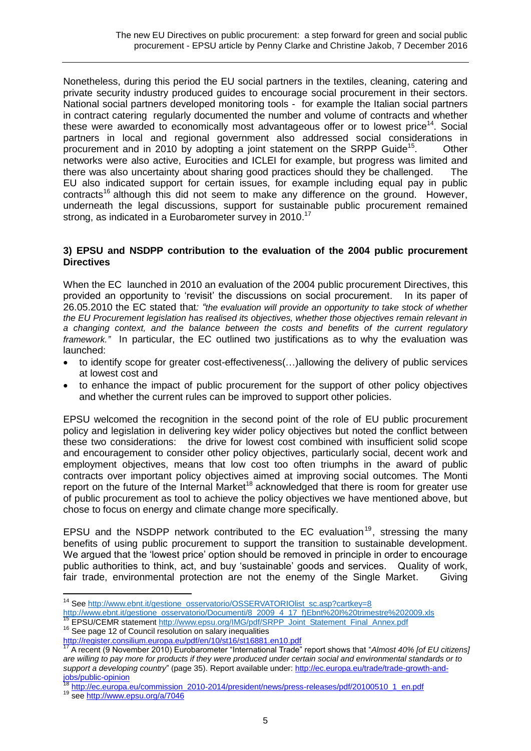Nonetheless, during this period the EU social partners in the textiles, cleaning, catering and private security industry produced guides to encourage social procurement in their sectors. National social partners developed monitoring tools - for example the Italian social partners in contract catering regularly documented the number and volume of contracts and whether these were awarded to economically most advantageous offer or to lowest price[14]. Social partners in local and regional government also addressed social considerations in procurement and in 2010 by adopting a joint statement on the SRPP Guide[15]. Other networks were also active, Eurocities and ICLEI for example, but progress was limited and there was also uncertainty about sharing good practices should they be challenged. The EU also indicated support for certain issues, for example including equal pay in public contracts[16] although this did not seem to make any difference on the ground. However, underneath the legal discussions, support for sustainable public procurement remained strong, as indicated in a Eurobarometer survey in 2010.[17]

### 3) EPSU and NSDPP contribution to the evaluation of the 2004 public procurement Directives

When the EC launched in 2010 an evaluation of the 2004 public procurement Directives, this provided an opportunity to 'revisit' the discussions on social procurement. In its paper of 26.05.2010 the EC stated that: *"the evaluation will provide an opportunity to take stock of whether the EU Procurement legislation has realised its objectives, whether those objectives remain relevant in a changing context, and the balance between the costs and benefits of the current regulatory framework."* In particular, the EC outlined two justifications as to why the evaluation was launched:

- to identify scope for greater cost-effectiveness(…)allowing the delivery of public services at lowest cost and
- to enhance the impact of public procurement for the support of other policy objectives and whether the current rules can be improved to support other policies.

EPSU welcomed the recognition in the second point of the role of EU public procurement policy and legislation in delivering key wider policy objectives but noted the conflict between these two considerations: the drive for lowest cost combined with insufficient solid scope and encouragement to consider other policy objectives, particularly social, decent work and employment objectives, means that low cost too often triumphs in the award of public contracts over important policy objectives aimed at improving social outcomes. The Monti report on the future of the Internal Market[18] acknowledged that there is room for greater use of public procurement as tool to achieve the policy objectives we have mentioned above, but chose to focus on energy and climate change more specifically.

EPSU and the NSDPP network contributed to the EC evaluation[19], stressing the many benefits of using public procurement to support the transition to sustainable development. We argued that the 'lowest price' option should be removed in principle in order to encourage public authorities to think, act, and buy 'sustainable' goods and services. Quality of work, fair trade, environmental protection are not the enemy of the Single Market. Giving

---

[14] See http://www.ebnt.it/gestione_osservatorio/OSSERVATORIOlist_sc.asp?cartkey=8 http://www.ebnt.it/gestione_osservatorio/Documenti/8_2009_4_17_f)Ebnt%20I%20trimestre%202009.xls

[15] EPSU/CEMR statement http://www.epsu.org/IMG/pdf/SRPP_Joint_Statement_Final_Annex.pdf

[16] See page 12 of Council resolution on salary inequalities http://register.consilium.europa.eu/pdf/en/10/st16/st16881.en10.pdf

[17] A recent (9 November 2010) Eurobarometer "International Trade" report shows that "*Almost 40% [of EU citizens] are willing to pay more for products if they were produced under certain social and environmental standards or to support a developing country*" (page 35). Report available under: http://ec.europa.eu/trade/trade-growth-and-jobs/public-opinion

[18] http://ec.europa.eu/commission_2010-2014/president/news/press-releases/pdf/20100510_1_en.pdf

[19] see http://www.epsu.org/a/7046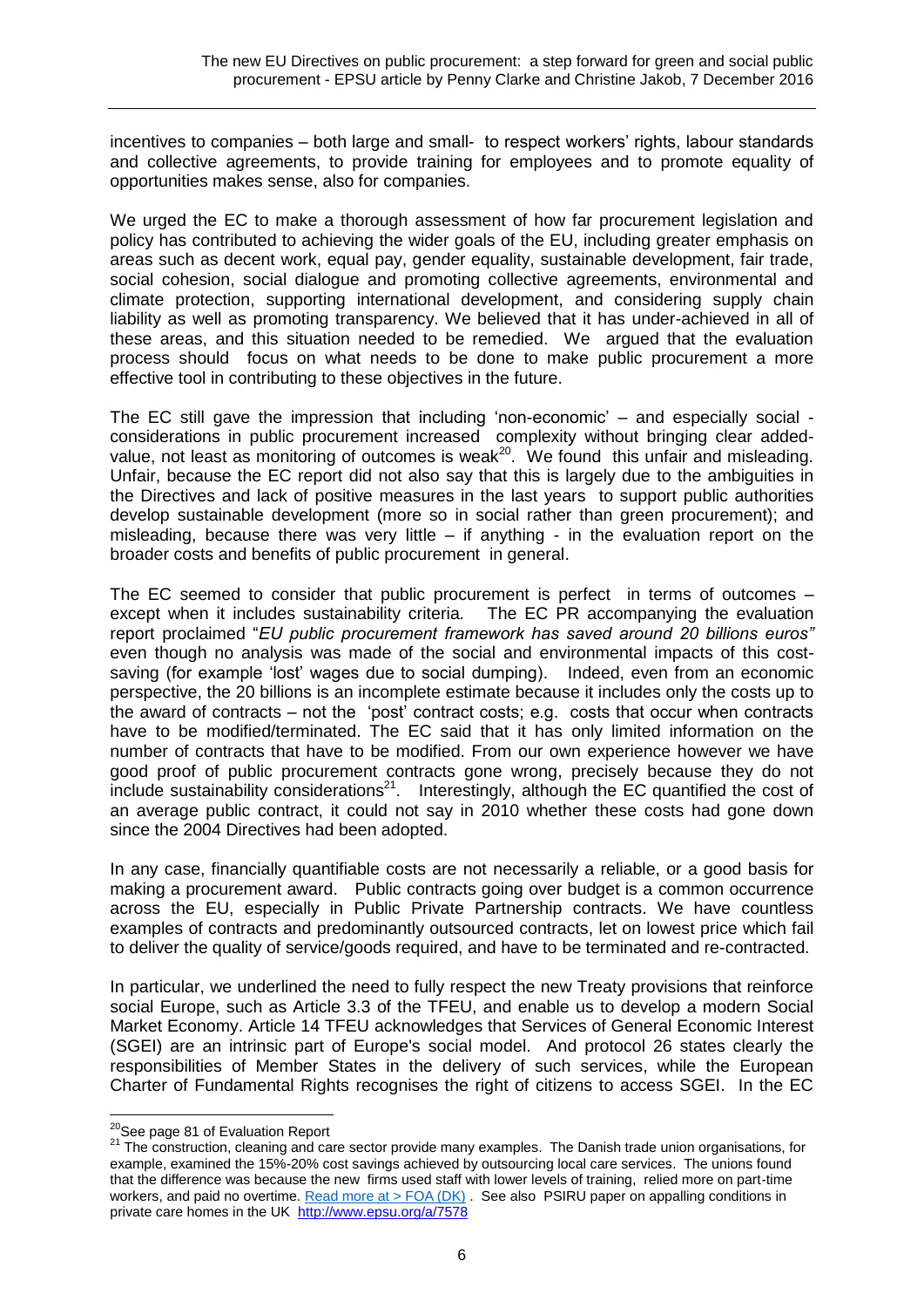incentives to companies – both large and small- to respect workers' rights, labour standards and collective agreements, to provide training for employees and to promote equality of opportunities makes sense, also for companies.

We urged the EC to make a thorough assessment of how far procurement legislation and policy has contributed to achieving the wider goals of the EU, including greater emphasis on areas such as decent work, equal pay, gender equality, sustainable development, fair trade, social cohesion, social dialogue and promoting collective agreements, environmental and climate protection, supporting international development, and considering supply chain liability as well as promoting transparency. We believed that it has under-achieved in all of these areas, and this situation needed to be remedied. We argued that the evaluation process should focus on what needs to be done to make public procurement a more effective tool in contributing to these objectives in the future.

The EC still gave the impression that including 'non-economic' – and especially social - considerations in public procurement increased complexity without bringing clear added-value, not least as monitoring of outcomes is weak[20]. We found this unfair and misleading. Unfair, because the EC report did not also say that this is largely due to the ambiguities in the Directives and lack of positive measures in the last years to support public authorities develop sustainable development (more so in social rather than green procurement); and misleading, because there was very little – if anything - in the evaluation report on the broader costs and benefits of public procurement in general.

The EC seemed to consider that public procurement is perfect in terms of outcomes – except when it includes sustainability criteria. The EC PR accompanying the evaluation report proclaimed "*EU public procurement framework has saved around 20 billions euros"* even though no analysis was made of the social and environmental impacts of this cost-saving (for example 'lost' wages due to social dumping). Indeed, even from an economic perspective, the 20 billions is an incomplete estimate because it includes only the costs up to the award of contracts – not the 'post' contract costs; e.g. costs that occur when contracts have to be modified/terminated. The EC said that it has only limited information on the number of contracts that have to be modified. From our own experience however we have good proof of public procurement contracts gone wrong, precisely because they do not include sustainability considerations[21]. Interestingly, although the EC quantified the cost of an average public contract, it could not say in 2010 whether these costs had gone down since the 2004 Directives had been adopted.

In any case, financially quantifiable costs are not necessarily a reliable, or a good basis for making a procurement award. Public contracts going over budget is a common occurrence across the EU, especially in Public Private Partnership contracts. We have countless examples of contracts and predominantly outsourced contracts, let on lowest price which fail to deliver the quality of service/goods required, and have to be terminated and re-contracted.

In particular, we underlined the need to fully respect the new Treaty provisions that reinforce social Europe, such as Article 3.3 of the TFEU, and enable us to develop a modern Social Market Economy. Article 14 TFEU acknowledges that Services of General Economic Interest (SGEI) are an intrinsic part of Europe's social model. And protocol 26 states clearly the responsibilities of Member States in the delivery of such services, while the European Charter of Fundamental Rights recognises the right of citizens to access SGEI. In the EC

---

[20] See page 81 of Evaluation Report

[21] The construction, cleaning and care sector provide many examples. The Danish trade union organisations, for example, examined the 15%-20% cost savings achieved by outsourcing local care services. The unions found that the difference was because the new firms used staff with lower levels of training, relied more on part-time workers, and paid no overtime. Read more at > FOA (DK) . See also PSIRU paper on appalling conditions in private care homes in the UK http://www.epsu.org/a/7578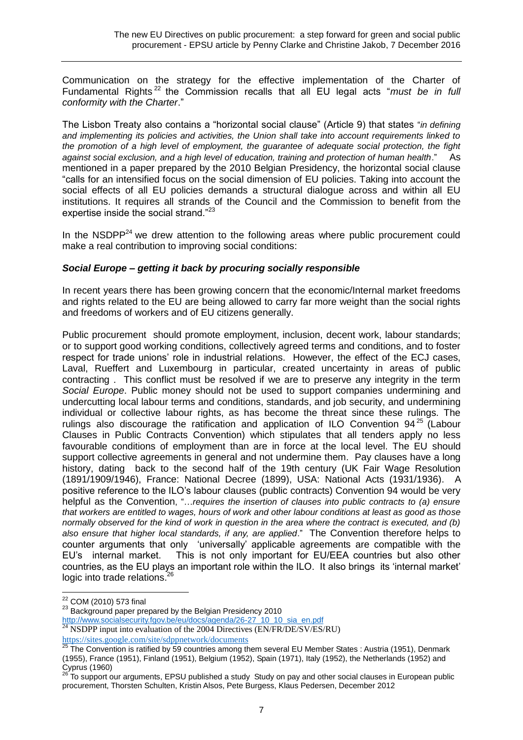Communication on the strategy for the effective implementation of the Charter of Fundamental Rights[22] the Commission recalls that all EU legal acts "*must be in full conformity with the Charter*."

The Lisbon Treaty also contains a "horizontal social clause" (Article 9) that states "*in defining and implementing its policies and activities, the Union shall take into account requirements linked to the promotion of a high level of employment, the guarantee of adequate social protection, the fight against social exclusion, and a high level of education, training and protection of human health*." As mentioned in a paper prepared by the 2010 Belgian Presidency, the horizontal social clause "calls for an intensified focus on the social dimension of EU policies. Taking into account the social effects of all EU policies demands a structural dialogue across and within all EU institutions. It requires all strands of the Council and the Commission to benefit from the expertise inside the social strand."[23]

In the NSDPP[24] we drew attention to the following areas where public procurement could make a real contribution to improving social conditions:

### *Social Europe – getting it back by procuring socially responsible*

In recent years there has been growing concern that the economic/Internal market freedoms and rights related to the EU are being allowed to carry far more weight than the social rights and freedoms of workers and of EU citizens generally.

Public procurement should promote employment, inclusion, decent work, labour standards; or to support good working conditions, collectively agreed terms and conditions, and to foster respect for trade unions' role in industrial relations. However, the effect of the ECJ cases, Laval, Rueffert and Luxembourg in particular, created uncertainty in areas of public contracting . This conflict must be resolved if we are to preserve any integrity in the term *Social Europe*. Public money should not be used to support companies undermining and undercutting local labour terms and conditions, standards, and job security, and undermining individual or collective labour rights, as has become the threat since these rulings. The rulings also discourage the ratification and application of ILO Convention 94[25] (Labour Clauses in Public Contracts Convention) which stipulates that all tenders apply no less favourable conditions of employment than are in force at the local level. The EU should support collective agreements in general and not undermine them. Pay clauses have a long history, dating back to the second half of the 19th century (UK Fair Wage Resolution (1891/1909/1946), France: National Decree (1899), USA: National Acts (1931/1936). A positive reference to the ILO's labour clauses (public contracts) Convention 94 would be very helpful as the Convention, "…*requires the insertion of clauses into public contracts to (a) ensure that workers are entitled to wages, hours of work and other labour conditions at least as good as those normally observed for the kind of work in question in the area where the contract is executed, and (b) also ensure that higher local standards, if any, are applied*." The Convention therefore helps to counter arguments that only 'universally' applicable agreements are compatible with the EU's internal market. This is not only important for EU/EEA countries but also other countries, as the EU plays an important role within the ILO. It also brings its 'internal market' logic into trade relations.[26]

---

[22] COM (2010) 573 final

[23] Background paper prepared by the Belgian Presidency 2010 http://www.socialsecurity.fgov.be/eu/docs/agenda/26-27_10_10_sia_en.pdf

[24] NSDPP input into evaluation of the 2004 Directives (EN/FR/DE/SV/ES/RU) https://sites.google.com/site/sdppnetwork/documents

[25] The Convention is ratified by 59 countries among them several EU Member States : Austria (1951), Denmark (1955), France (1951), Finland (1951), Belgium (1952), Spain (1971), Italy (1952), the Netherlands (1952) and Cyprus (1960)

[26] To support our arguments, EPSU published a study Study on pay and other social clauses in European public procurement, Thorsten Schulten, Kristin Alsos, Pete Burgess, Klaus Pedersen, December 2012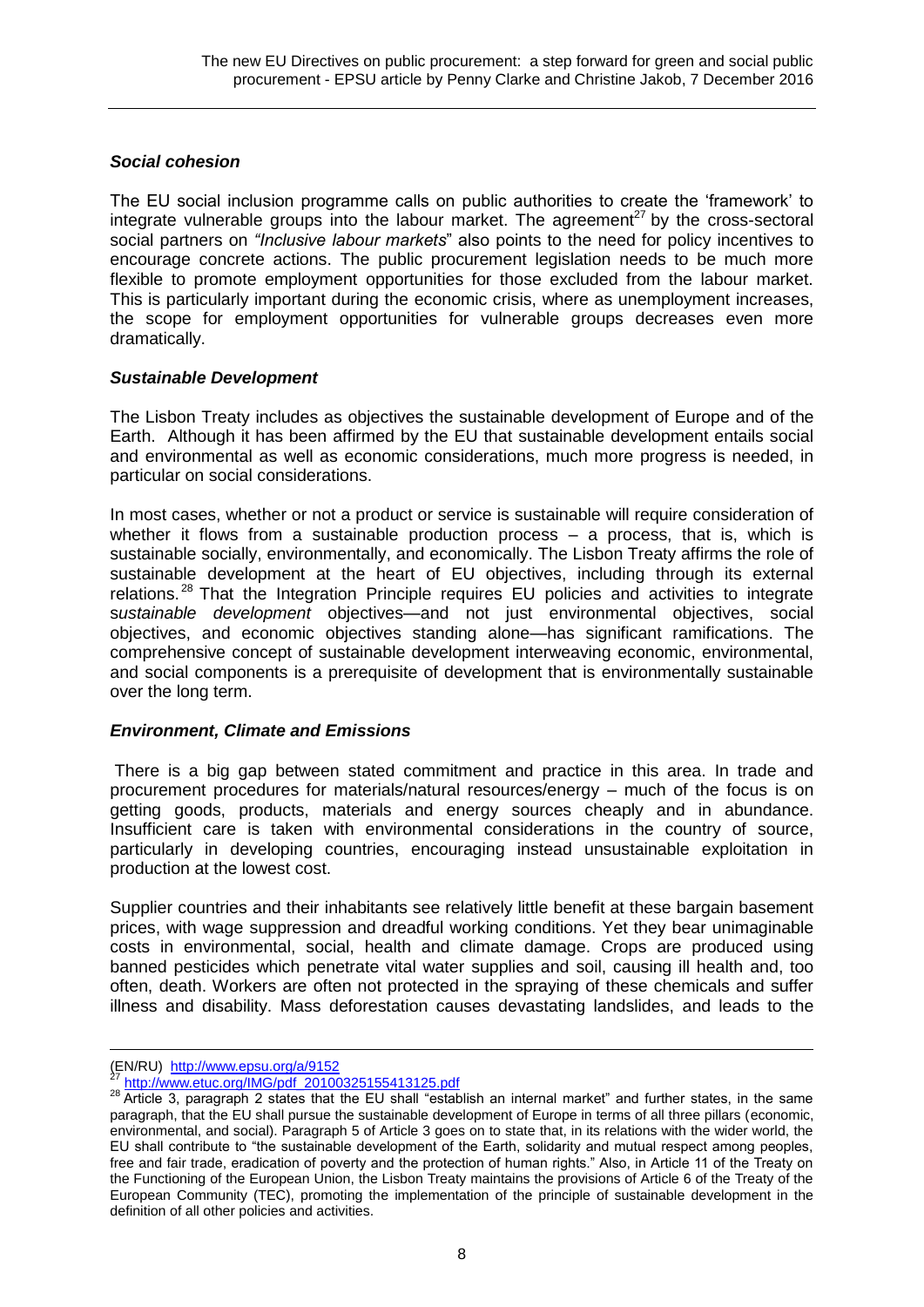### *Social cohesion*

The EU social inclusion programme calls on public authorities to create the 'framework' to integrate vulnerable groups into the labour market. The agreement[27] by the cross-sectoral social partners on *"Inclusive labour markets*" also points to the need for policy incentives to encourage concrete actions. The public procurement legislation needs to be much more flexible to promote employment opportunities for those excluded from the labour market. This is particularly important during the economic crisis, where as unemployment increases, the scope for employment opportunities for vulnerable groups decreases even more dramatically.

### *Sustainable Development*

The Lisbon Treaty includes as objectives the sustainable development of Europe and of the Earth. Although it has been affirmed by the EU that sustainable development entails social and environmental as well as economic considerations, much more progress is needed, in particular on social considerations.

In most cases, whether or not a product or service is sustainable will require consideration of whether it flows from a sustainable production process – a process, that is, which is sustainable socially, environmentally, and economically. The Lisbon Treaty affirms the role of sustainable development at the heart of EU objectives, including through its external relations.[28] That the Integration Principle requires EU policies and activities to integrate s*ustainable development* objectives—and not just environmental objectives, social objectives, and economic objectives standing alone—has significant ramifications. The comprehensive concept of sustainable development interweaving economic, environmental, and social components is a prerequisite of development that is environmentally sustainable over the long term.

### *Environment, Climate and Emissions*

There is a big gap between stated commitment and practice in this area. In trade and procurement procedures for materials/natural resources/energy – much of the focus is on getting goods, products, materials and energy sources cheaply and in abundance. Insufficient care is taken with environmental considerations in the country of source, particularly in developing countries, encouraging instead unsustainable exploitation in production at the lowest cost.

Supplier countries and their inhabitants see relatively little benefit at these bargain basement prices, with wage suppression and dreadful working conditions. Yet they bear unimaginable costs in environmental, social, health and climate damage. Crops are produced using banned pesticides which penetrate vital water supplies and soil, causing ill health and, too often, death. Workers are often not protected in the spraying of these chemicals and suffer illness and disability. Mass deforestation causes devastating landslides, and leads to the

---

(EN/RU) http://www.epsu.org/a/9152

[27] http://www.etuc.org/IMG/pdf_20100325155413125.pdf

[28] Article 3, paragraph 2 states that the EU shall "establish an internal market" and further states, in the same paragraph, that the EU shall pursue the sustainable development of Europe in terms of all three pillars (economic, environmental, and social). Paragraph 5 of Article 3 goes on to state that, in its relations with the wider world, the EU shall contribute to "the sustainable development of the Earth, solidarity and mutual respect among peoples, free and fair trade, eradication of poverty and the protection of human rights." Also, in Article 11 of the Treaty on the Functioning of the European Union, the Lisbon Treaty maintains the provisions of Article 6 of the Treaty of the European Community (TEC), promoting the implementation of the principle of sustainable development in the definition of all other policies and activities.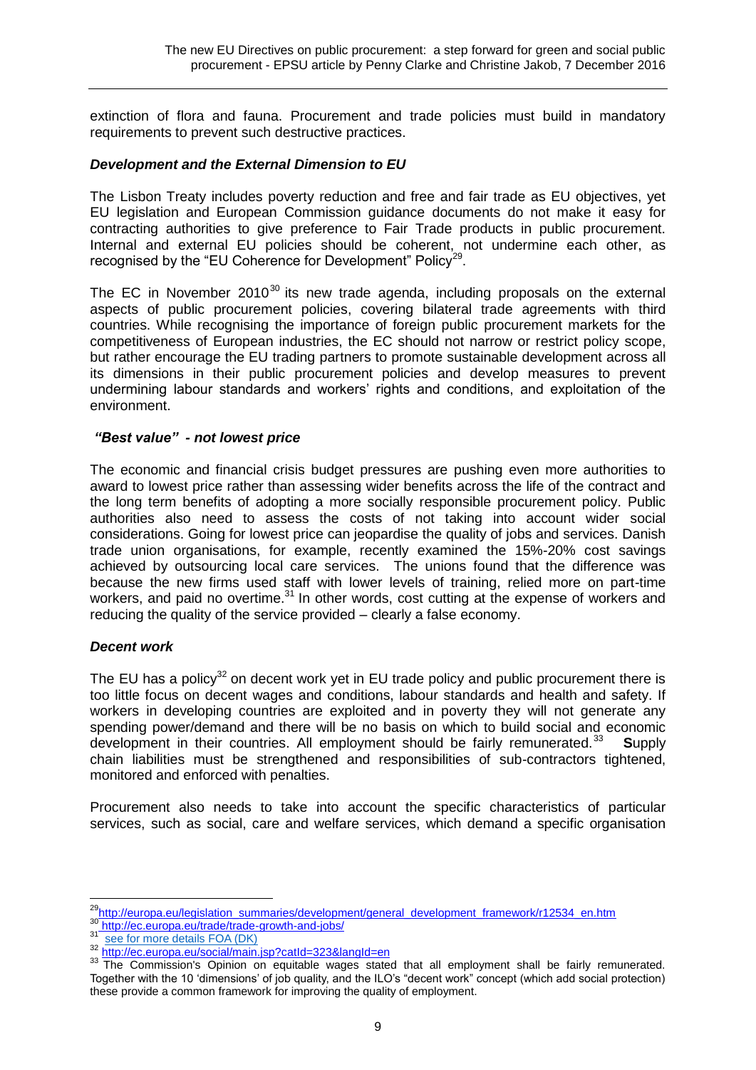extinction of flora and fauna. Procurement and trade policies must build in mandatory requirements to prevent such destructive practices.

### *Development and the External Dimension to EU*

The Lisbon Treaty includes poverty reduction and free and fair trade as EU objectives, yet EU legislation and European Commission guidance documents do not make it easy for contracting authorities to give preference to Fair Trade products in public procurement. Internal and external EU policies should be coherent, not undermine each other, as recognised by the "EU Coherence for Development" Policy[29].

The EC in November 2010[30] its new trade agenda, including proposals on the external aspects of public procurement policies, covering bilateral trade agreements with third countries. While recognising the importance of foreign public procurement markets for the competitiveness of European industries, the EC should not narrow or restrict policy scope, but rather encourage the EU trading partners to promote sustainable development across all its dimensions in their public procurement policies and develop measures to prevent undermining labour standards and workers' rights and conditions, and exploitation of the environment.

### *"Best value" - not lowest price*

The economic and financial crisis budget pressures are pushing even more authorities to award to lowest price rather than assessing wider benefits across the life of the contract and the long term benefits of adopting a more socially responsible procurement policy. Public authorities also need to assess the costs of not taking into account wider social considerations. Going for lowest price can jeopardise the quality of jobs and services. Danish trade union organisations, for example, recently examined the 15%-20% cost savings achieved by outsourcing local care services. The unions found that the difference was because the new firms used staff with lower levels of training, relied more on part-time workers, and paid no overtime.[31] In other words, cost cutting at the expense of workers and reducing the quality of the service provided – clearly a false economy.

### *Decent work*

The EU has a policy[32] on decent work yet in EU trade policy and public procurement there is too little focus on decent wages and conditions, labour standards and health and safety. If workers in developing countries are exploited and in poverty they will not generate any spending power/demand and there will be no basis on which to build social and economic development in their countries. All employment should be fairly remunerated.[33] **S**upply chain liabilities must be strengthened and responsibilities of sub-contractors tightened, monitored and enforced with penalties.

Procurement also needs to take into account the specific characteristics of particular services, such as social, care and welfare services, which demand a specific organisation

---

[29] http://europa.eu/legislation_summaries/development/general_development_framework/r12534_en.htm

[30] http://ec.europa.eu/trade/trade-growth-and-jobs/

[31] see for more details FOA (DK)

[32] http://ec.europa.eu/social/main.jsp?catId=323&langId=en

[33] The Commission's Opinion on equitable wages stated that all employment shall be fairly remunerated. Together with the 10 'dimensions' of job quality, and the ILO's "decent work" concept (which add social protection) these provide a common framework for improving the quality of employment.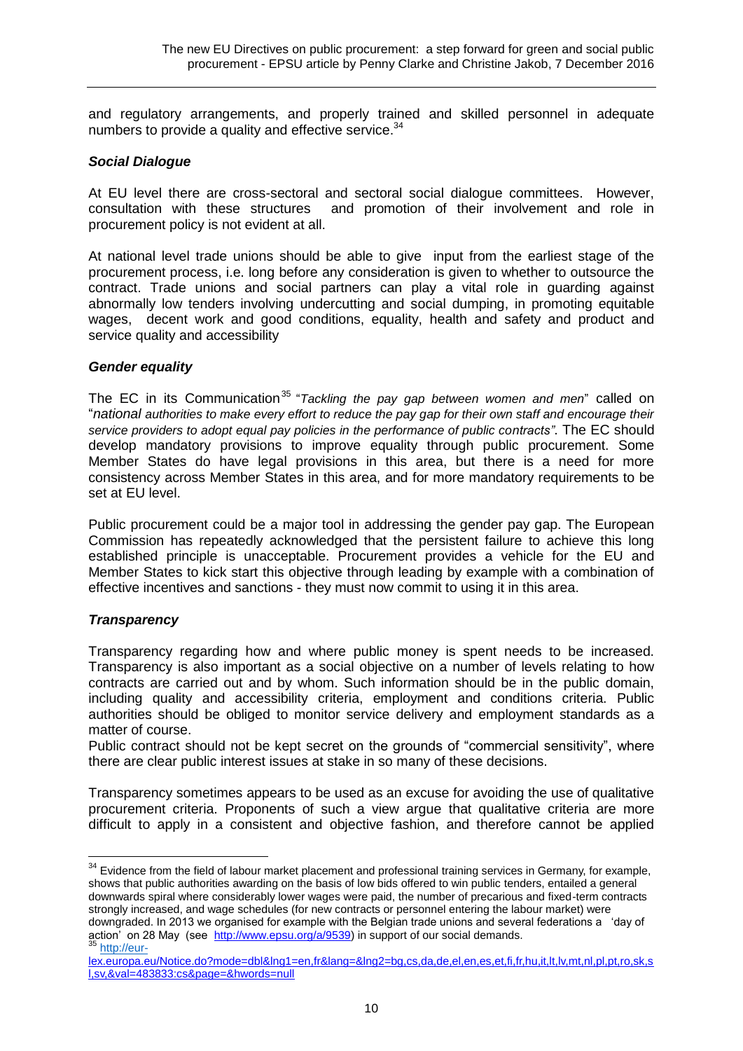and regulatory arrangements, and properly trained and skilled personnel in adequate numbers to provide a quality and effective service.[34]

### *Social Dialogue*

At EU level there are cross-sectoral and sectoral social dialogue committees. However, consultation with these structures and promotion of their involvement and role in procurement policy is not evident at all.

At national level trade unions should be able to give input from the earliest stage of the procurement process, i.e. long before any consideration is given to whether to outsource the contract. Trade unions and social partners can play a vital role in guarding against abnormally low tenders involving undercutting and social dumping, in promoting equitable wages, decent work and good conditions, equality, health and safety and product and service quality and accessibility

### *Gender equality*

The EC in its Communication[35] "*Tackling the pay gap between women and men*" called on "*national authorities to make every effort to reduce the pay gap for their own staff and encourage their service providers to adopt equal pay policies in the performance of public contracts"*. The EC should develop mandatory provisions to improve equality through public procurement. Some Member States do have legal provisions in this area, but there is a need for more consistency across Member States in this area, and for more mandatory requirements to be set at EU level.

Public procurement could be a major tool in addressing the gender pay gap. The European Commission has repeatedly acknowledged that the persistent failure to achieve this long established principle is unacceptable. Procurement provides a vehicle for the EU and Member States to kick start this objective through leading by example with a combination of effective incentives and sanctions - they must now commit to using it in this area.

### *Transparency*

Transparency regarding how and where public money is spent needs to be increased. Transparency is also important as a social objective on a number of levels relating to how contracts are carried out and by whom. Such information should be in the public domain, including quality and accessibility criteria, employment and conditions criteria. Public authorities should be obliged to monitor service delivery and employment standards as a matter of course.

Public contract should not be kept secret on the grounds of "commercial sensitivity", where there are clear public interest issues at stake in so many of these decisions.

Transparency sometimes appears to be used as an excuse for avoiding the use of qualitative procurement criteria. Proponents of such a view argue that qualitative criteria are more difficult to apply in a consistent and objective fashion, and therefore cannot be applied

---

[34] Evidence from the field of labour market placement and professional training services in Germany, for example, shows that public authorities awarding on the basis of low bids offered to win public tenders, entailed a general downwards spiral where considerably lower wages were paid, the number of precarious and fixed-term contracts strongly increased, and wage schedules (for new contracts or personnel entering the labour market) were downgraded. In 2013 we organised for example with the Belgian trade unions and several federations a 'day of action' on 28 May (see http://www.epsu.org/a/9539) in support of our social demands.

[35] http://eur-lex.europa.eu/Notice.do?mode=dbl&lng1=en,fr&lang=&lng2=bg,cs,da,de,el,en,es,et,fi,fr,hu,it,lt,lv,mt,nl,pl,pt,ro,sk,sl,sv,&val=483833:cs&page=&hwords=null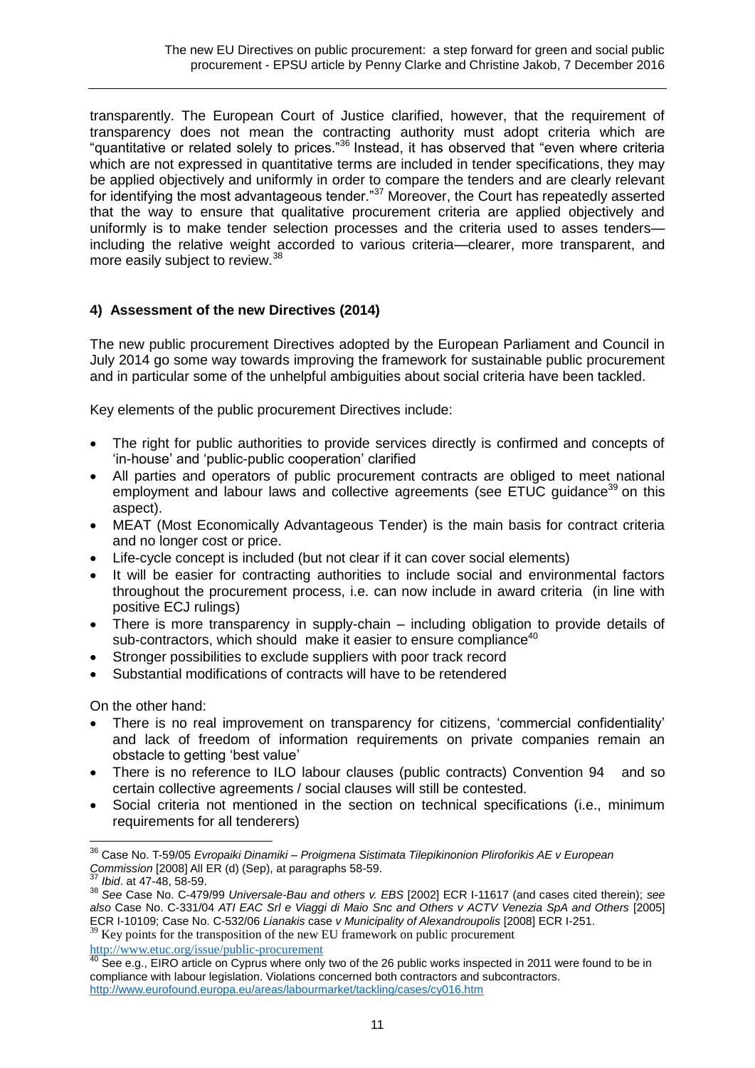transparently. The European Court of Justice clarified, however, that the requirement of transparency does not mean the contracting authority must adopt criteria which are "quantitative or related solely to prices."[36] Instead, it has observed that "even where criteria which are not expressed in quantitative terms are included in tender specifications, they may be applied objectively and uniformly in order to compare the tenders and are clearly relevant for identifying the most advantageous tender."[37] Moreover, the Court has repeatedly asserted that the way to ensure that qualitative procurement criteria are applied objectively and uniformly is to make tender selection processes and the criteria used to asses tenders—including the relative weight accorded to various criteria—clearer, more transparent, and more easily subject to review.[38]

## 4) Assessment of the new Directives (2014)

The new public procurement Directives adopted by the European Parliament and Council in July 2014 go some way towards improving the framework for sustainable public procurement and in particular some of the unhelpful ambiguities about social criteria have been tackled.

Key elements of the public procurement Directives include:

- The right for public authorities to provide services directly is confirmed and concepts of 'in-house' and 'public-public cooperation' clarified
- All parties and operators of public procurement contracts are obliged to meet national employment and labour laws and collective agreements (see ETUC guidance[39] on this aspect).
- MEAT (Most Economically Advantageous Tender) is the main basis for contract criteria and no longer cost or price.
- Life-cycle concept is included (but not clear if it can cover social elements)
- It will be easier for contracting authorities to include social and environmental factors throughout the procurement process, i.e. can now include in award criteria (in line with positive ECJ rulings)
- There is more transparency in supply-chain – including obligation to provide details of sub-contractors, which should make it easier to ensure compliance[40]
- Stronger possibilities to exclude suppliers with poor track record
- Substantial modifications of contracts will have to be retendered

On the other hand:

- There is no real improvement on transparency for citizens, 'commercial confidentiality' and lack of freedom of information requirements on private companies remain an obstacle to getting 'best value'
- There is no reference to ILO labour clauses (public contracts) Convention 94 and so certain collective agreements / social clauses will still be contested.
- Social criteria not mentioned in the section on technical specifications (i.e., minimum requirements for all tenderers)

---

[36] Case No. T-59/05 *Evropaiki Dinamiki – Proigmena Sistimata Tilepikinonion Pliroforikis AE v European Commission* [2008] All ER (d) (Sep), at paragraphs 58-59.

[37] *Ibid*. at 47-48, 58-59.

[38] *See* Case No. C-479/99 *Universale-Bau and others v. EBS* [2002] ECR I-11617 (and cases cited therein); *see also* Case No. C-331/04 *ATI EAC Srl e Viaggi di Maio Snc and Others v ACTV Venezia SpA and Others* [2005] ECR I-10109; Case No. C-532/06 *Lianakis* case *v Municipality of Alexandroupolis* [2008] ECR I-251.

[39] Key points for the transposition of the new EU framework on public procurement http://www.etuc.org/issue/public-procurement

[40] See e.g., EIRO article on Cyprus where only two of the 26 public works inspected in 2011 were found to be in compliance with labour legislation. Violations concerned both contractors and subcontractors. http://www.eurofound.europa.eu/areas/labourmarket/tackling/cases/cy016.htm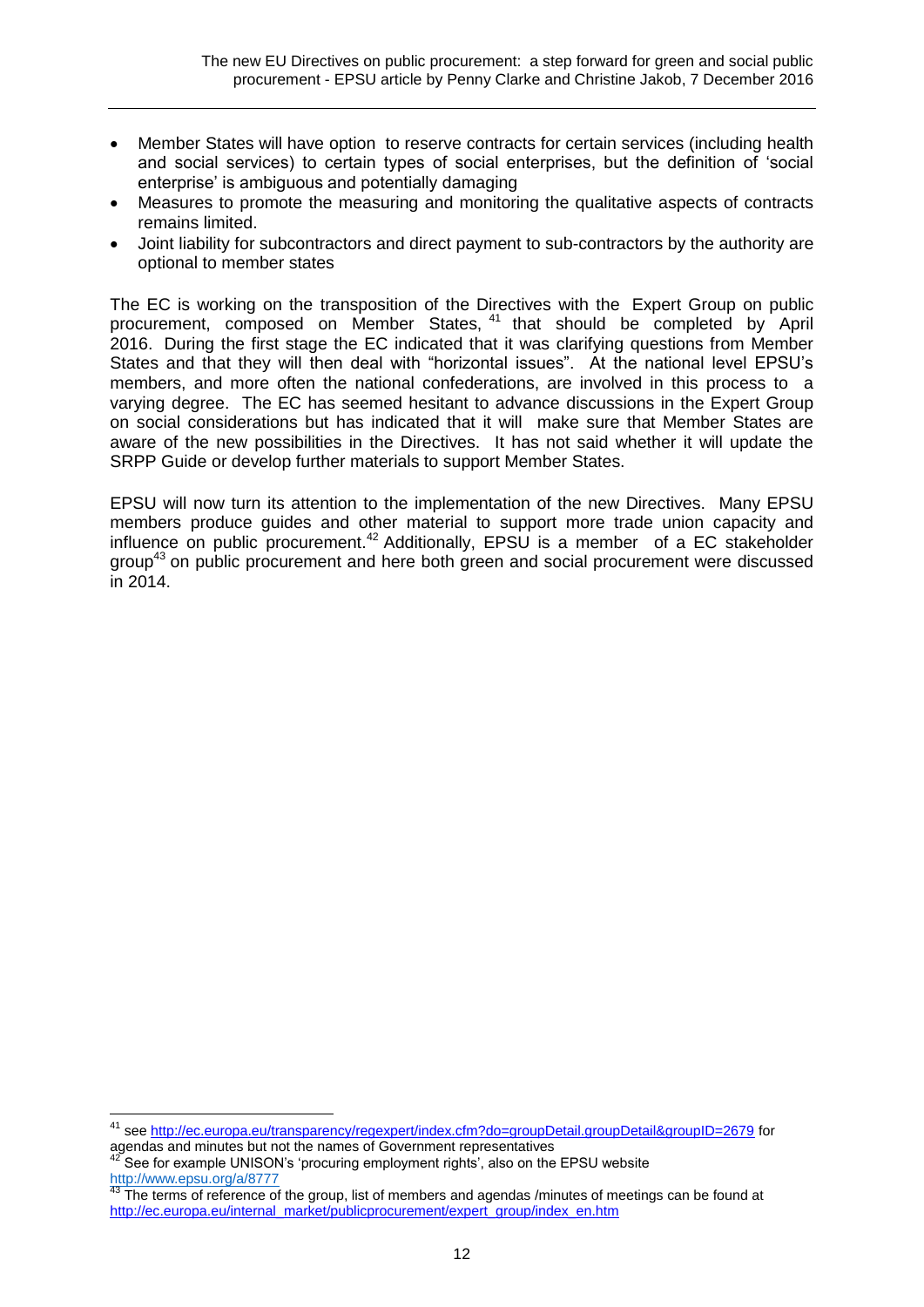- Member States will have option to reserve contracts for certain services (including health and social services) to certain types of social enterprises, but the definition of 'social enterprise' is ambiguous and potentially damaging
- Measures to promote the measuring and monitoring the qualitative aspects of contracts remains limited.
- Joint liability for subcontractors and direct payment to sub-contractors by the authority are optional to member states

The EC is working on the transposition of the Directives with the Expert Group on public procurement, composed on Member States, [41] that should be completed by April 2016. During the first stage the EC indicated that it was clarifying questions from Member States and that they will then deal with "horizontal issues". At the national level EPSU's members, and more often the national confederations, are involved in this process to a varying degree. The EC has seemed hesitant to advance discussions in the Expert Group on social considerations but has indicated that it will make sure that Member States are aware of the new possibilities in the Directives. It has not said whether it will update the SRPP Guide or develop further materials to support Member States.

EPSU will now turn its attention to the implementation of the new Directives. Many EPSU members produce guides and other material to support more trade union capacity and influence on public procurement.[42] Additionally, EPSU is a member of a EC stakeholder group[43] on public procurement and here both green and social procurement were discussed in 2014.

---

[41] see http://ec.europa.eu/transparency/regexpert/index.cfm?do=groupDetail.groupDetail&groupID=2679 for agendas and minutes but not the names of Government representatives

[42] See for example UNISON's 'procuring employment rights', also on the EPSU website http://www.epsu.org/a/8777

[43] The terms of reference of the group, list of members and agendas /minutes of meetings can be found at http://ec.europa.eu/internal_market/publicprocurement/expert_group/index_en.htm